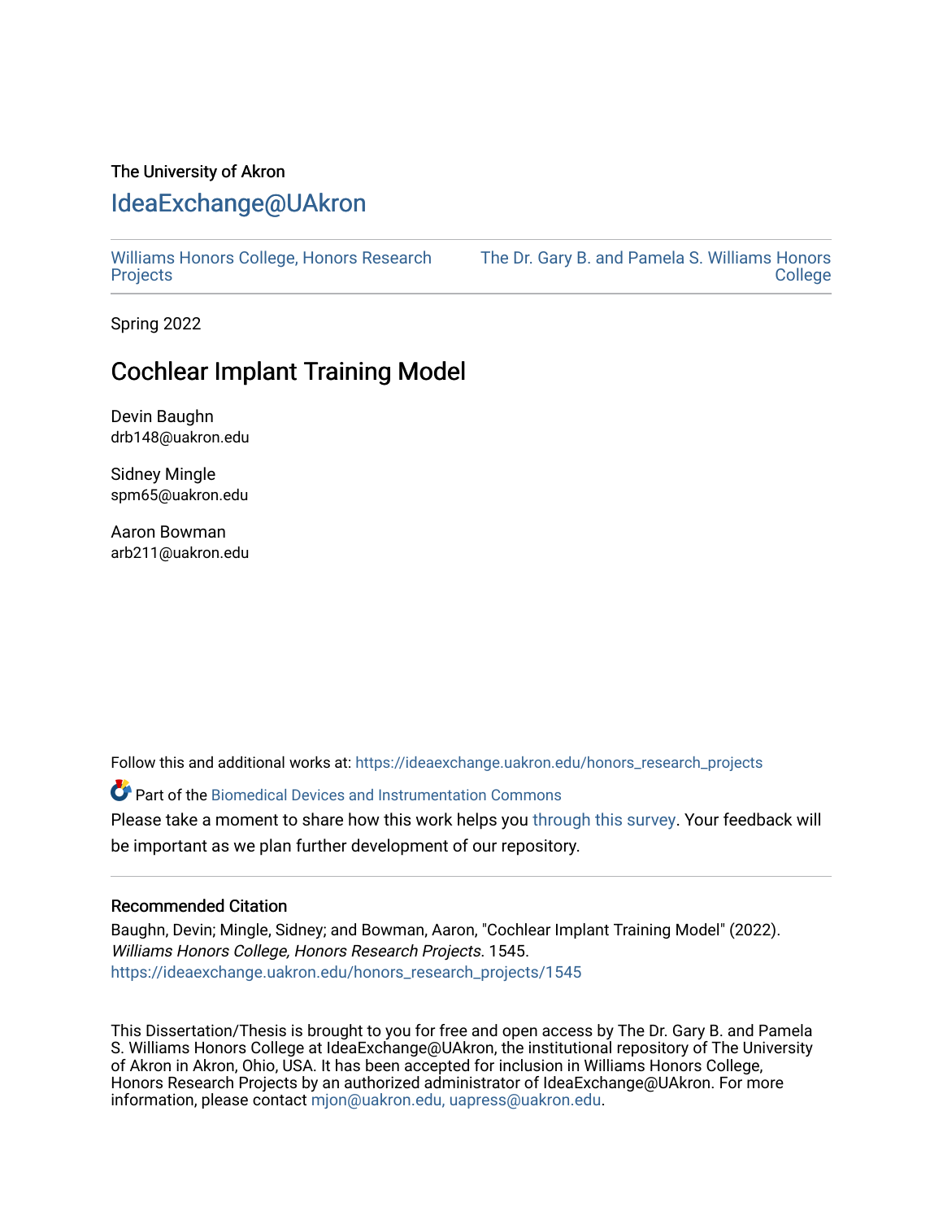The University of Akron

# IdeaExchange@UAkron

Williams Honors College, Honors Research Projects

The Dr. Gary B. and Pamela S. Williams Honors College

Spring 2022

## Cochlear Implant Training Model

Devin Baughn
drb148@uakron.edu

Sidney Mingle
spm65@uakron.edu

Aaron Bowman
arb211@uakron.edu

Follow this and additional works at: https://ideaexchange.uakron.edu/honors_research_projects

Part of the Biomedical Devices and Instrumentation Commons

Please take a moment to share how this work helps you through this survey. Your feedback will be important as we plan further development of our repository.

### Recommended Citation

Baughn, Devin; Mingle, Sidney; and Bowman, Aaron, "Cochlear Implant Training Model" (2022). *Williams Honors College, Honors Research Projects*. 1545.
https://ideaexchange.uakron.edu/honors_research_projects/1545

This Dissertation/Thesis is brought to you for free and open access by The Dr. Gary B. and Pamela S. Williams Honors College at IdeaExchange@UAkron, the institutional repository of The University of Akron in Akron, Ohio, USA. It has been accepted for inclusion in Williams Honors College, Honors Research Projects by an authorized administrator of IdeaExchange@UAkron. For more information, please contact mjon@uakron.edu, uapress@uakron.edu.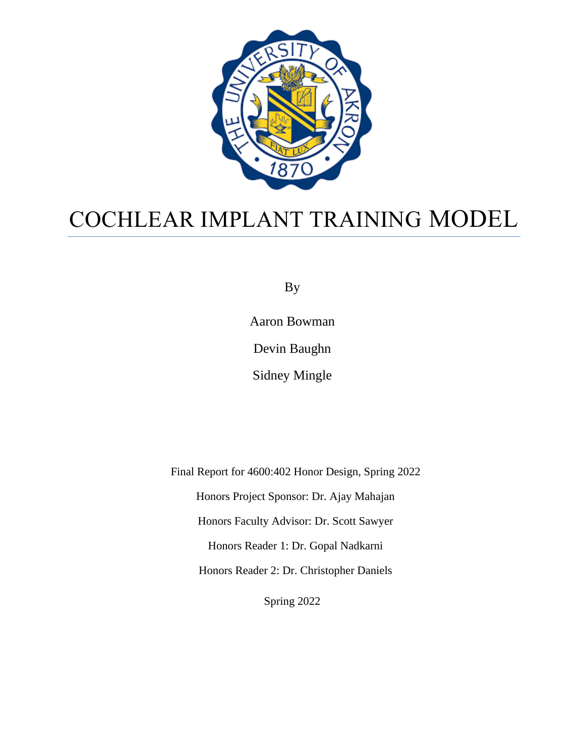# COCHLEAR IMPLANT TRAINING MODEL

By

Aaron Bowman

Devin Baughn

Sidney Mingle

Final Report for 4600:402 Honor Design, Spring 2022

Honors Project Sponsor: Dr. Ajay Mahajan

Honors Faculty Advisor: Dr. Scott Sawyer

Honors Reader 1: Dr. Gopal Nadkarni

Honors Reader 2: Dr. Christopher Daniels

Spring 2022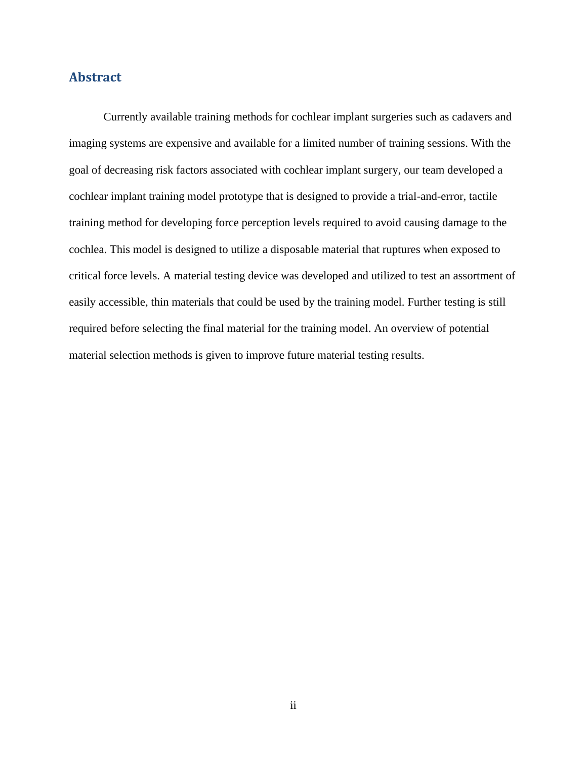## Abstract

Currently available training methods for cochlear implant surgeries such as cadavers and imaging systems are expensive and available for a limited number of training sessions. With the goal of decreasing risk factors associated with cochlear implant surgery, our team developed a cochlear implant training model prototype that is designed to provide a trial-and-error, tactile training method for developing force perception levels required to avoid causing damage to the cochlea. This model is designed to utilize a disposable material that ruptures when exposed to critical force levels. A material testing device was developed and utilized to test an assortment of easily accessible, thin materials that could be used by the training model. Further testing is still required before selecting the final material for the training model. An overview of potential material selection methods is given to improve future material testing results.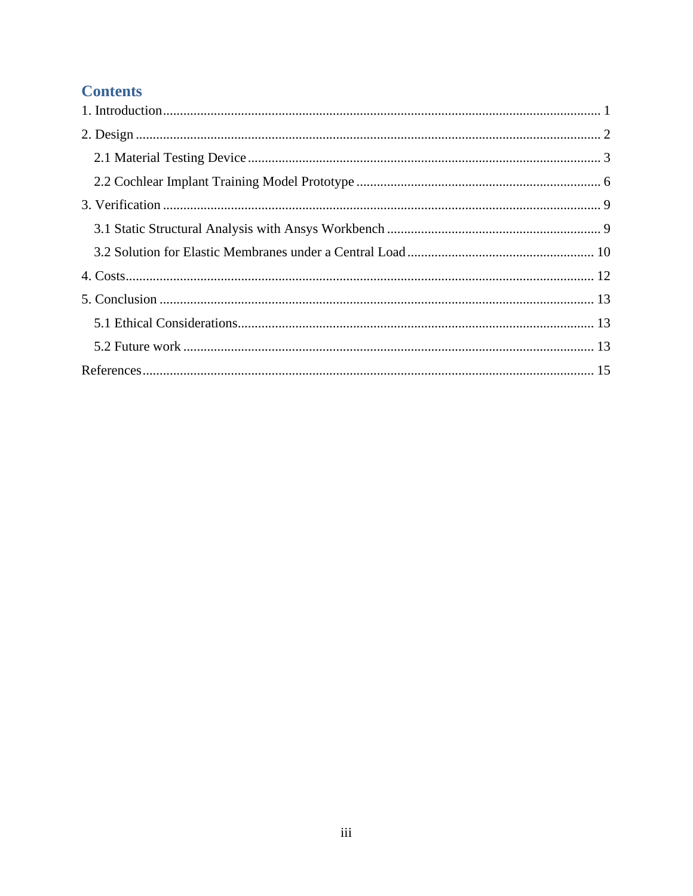# Contents

1. Introduction ........ 1
2. Design ........ 2
   - 2.1 Material Testing Device ........ 3
   - 2.2 Cochlear Implant Training Model Prototype ........ 6
3. Verification ........ 9
   - 3.1 Static Structural Analysis with Ansys Workbench ........ 9
   - 3.2 Solution for Elastic Membranes under a Central Load ........ 10
4. Costs ........ 12
5. Conclusion ........ 13
   - 5.1 Ethical Considerations ........ 13
   - 5.2 Future work ........ 13

References ........ 15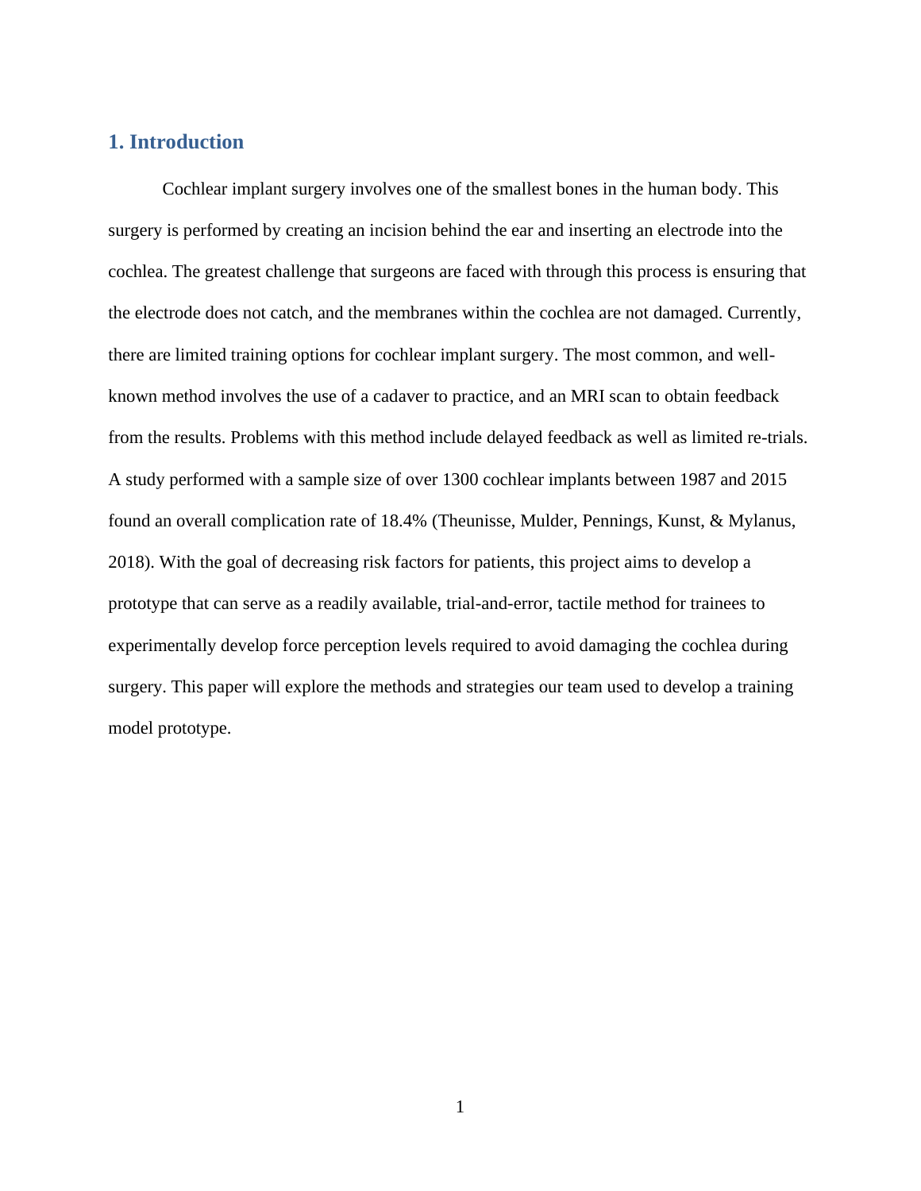## 1. Introduction

Cochlear implant surgery involves one of the smallest bones in the human body. This surgery is performed by creating an incision behind the ear and inserting an electrode into the cochlea. The greatest challenge that surgeons are faced with through this process is ensuring that the electrode does not catch, and the membranes within the cochlea are not damaged. Currently, there are limited training options for cochlear implant surgery. The most common, and well-known method involves the use of a cadaver to practice, and an MRI scan to obtain feedback from the results. Problems with this method include delayed feedback as well as limited re-trials. A study performed with a sample size of over 1300 cochlear implants between 1987 and 2015 found an overall complication rate of 18.4% (Theunisse, Mulder, Pennings, Kunst, & Mylanus, 2018). With the goal of decreasing risk factors for patients, this project aims to develop a prototype that can serve as a readily available, trial-and-error, tactile method for trainees to experimentally develop force perception levels required to avoid damaging the cochlea during surgery. This paper will explore the methods and strategies our team used to develop a training model prototype.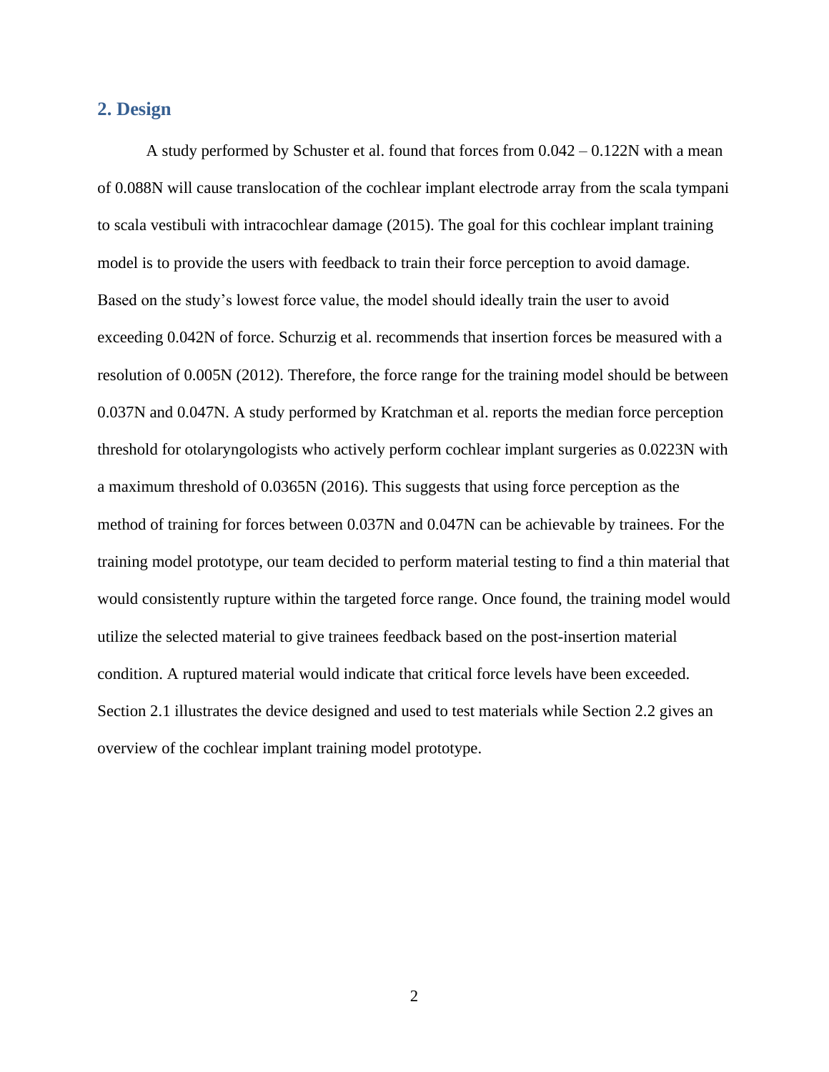## 2. Design

A study performed by Schuster et al. found that forces from 0.042 – 0.122N with a mean of 0.088N will cause translocation of the cochlear implant electrode array from the scala tympani to scala vestibuli with intracochlear damage (2015). The goal for this cochlear implant training model is to provide the users with feedback to train their force perception to avoid damage. Based on the study's lowest force value, the model should ideally train the user to avoid exceeding 0.042N of force. Schurzig et al. recommends that insertion forces be measured with a resolution of 0.005N (2012). Therefore, the force range for the training model should be between 0.037N and 0.047N. A study performed by Kratchman et al. reports the median force perception threshold for otolaryngologists who actively perform cochlear implant surgeries as 0.0223N with a maximum threshold of 0.0365N (2016). This suggests that using force perception as the method of training for forces between 0.037N and 0.047N can be achievable by trainees. For the training model prototype, our team decided to perform material testing to find a thin material that would consistently rupture within the targeted force range. Once found, the training model would utilize the selected material to give trainees feedback based on the post-insertion material condition. A ruptured material would indicate that critical force levels have been exceeded. Section 2.1 illustrates the device designed and used to test materials while Section 2.2 gives an overview of the cochlear implant training model prototype.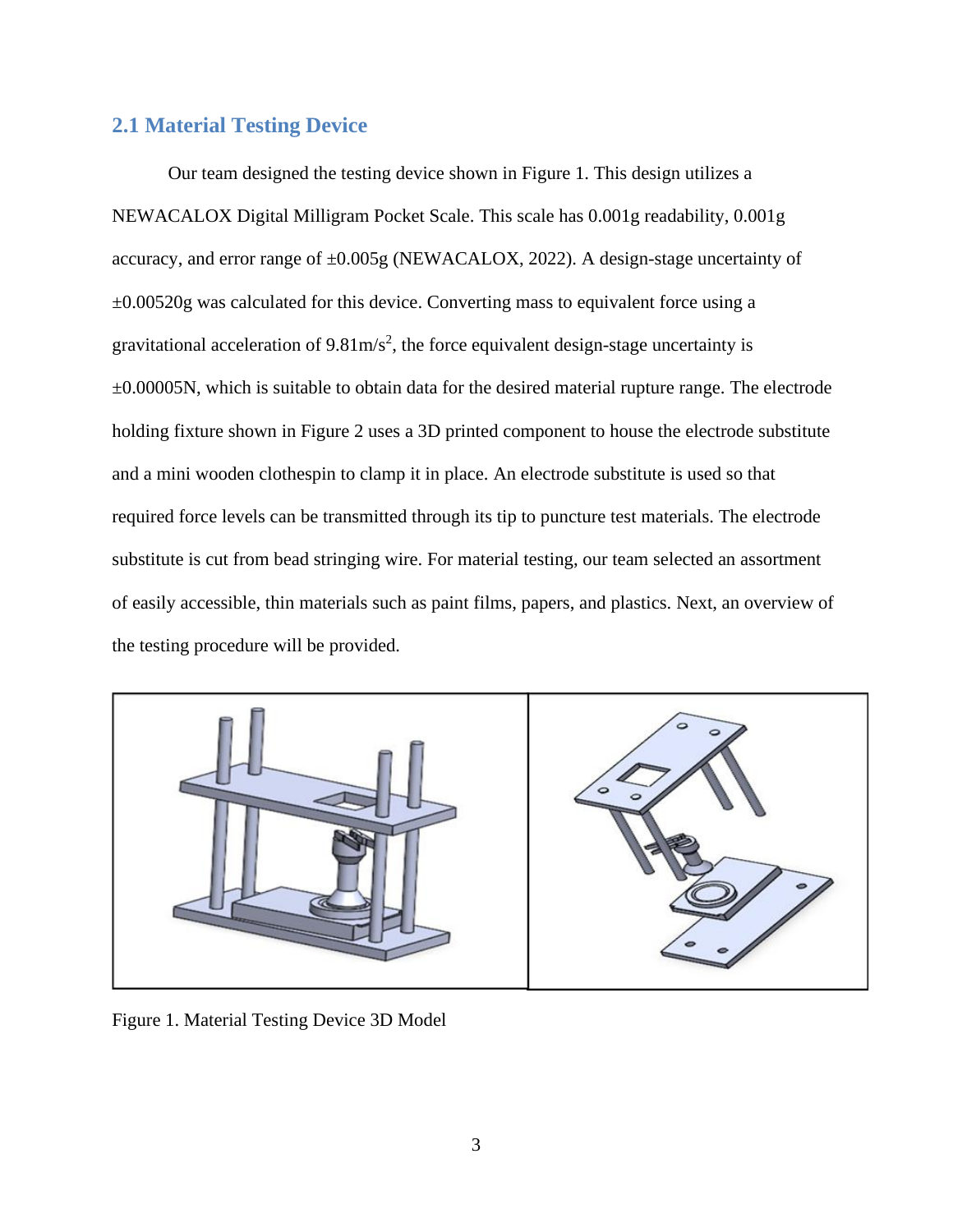## 2.1 Material Testing Device

Our team designed the testing device shown in Figure 1. This design utilizes a NEWACALOX Digital Milligram Pocket Scale. This scale has 0.001g readability, 0.001g accuracy, and error range of ±0.005g (NEWACALOX, 2022). A design-stage uncertainty of ±0.00520g was calculated for this device. Converting mass to equivalent force using a gravitational acceleration of $9.81 m/s^2$, the force equivalent design-stage uncertainty is ±0.00005N, which is suitable to obtain data for the desired material rupture range. The electrode holding fixture shown in Figure 2 uses a 3D printed component to house the electrode substitute and a mini wooden clothespin to clamp it in place. An electrode substitute is used so that required force levels can be transmitted through its tip to puncture test materials. The electrode substitute is cut from bead stringing wire. For material testing, our team selected an assortment of easily accessible, thin materials such as paint films, papers, and plastics. Next, an overview of the testing procedure will be provided.

Figure 1. Material Testing Device 3D Model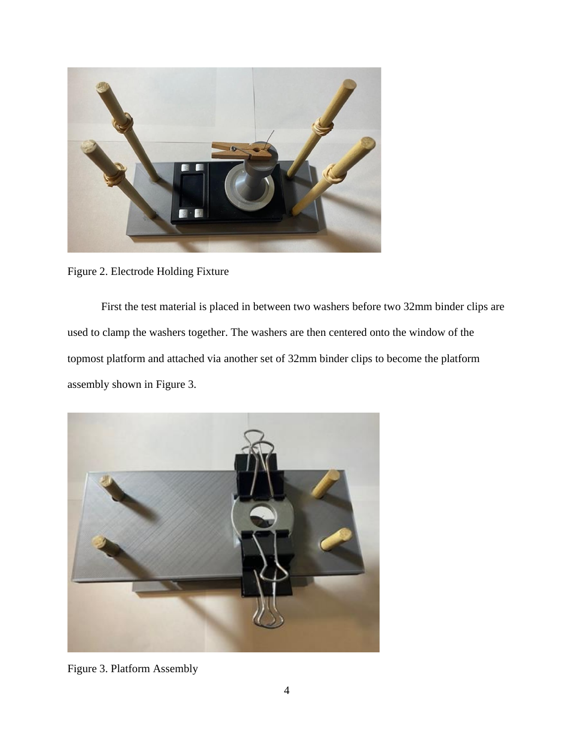Figure 2. Electrode Holding Fixture

First the test material is placed in between two washers before two 32mm binder clips are used to clamp the washers together. The washers are then centered onto the window of the topmost platform and attached via another set of 32mm binder clips to become the platform assembly shown in Figure 3.

Figure 3. Platform Assembly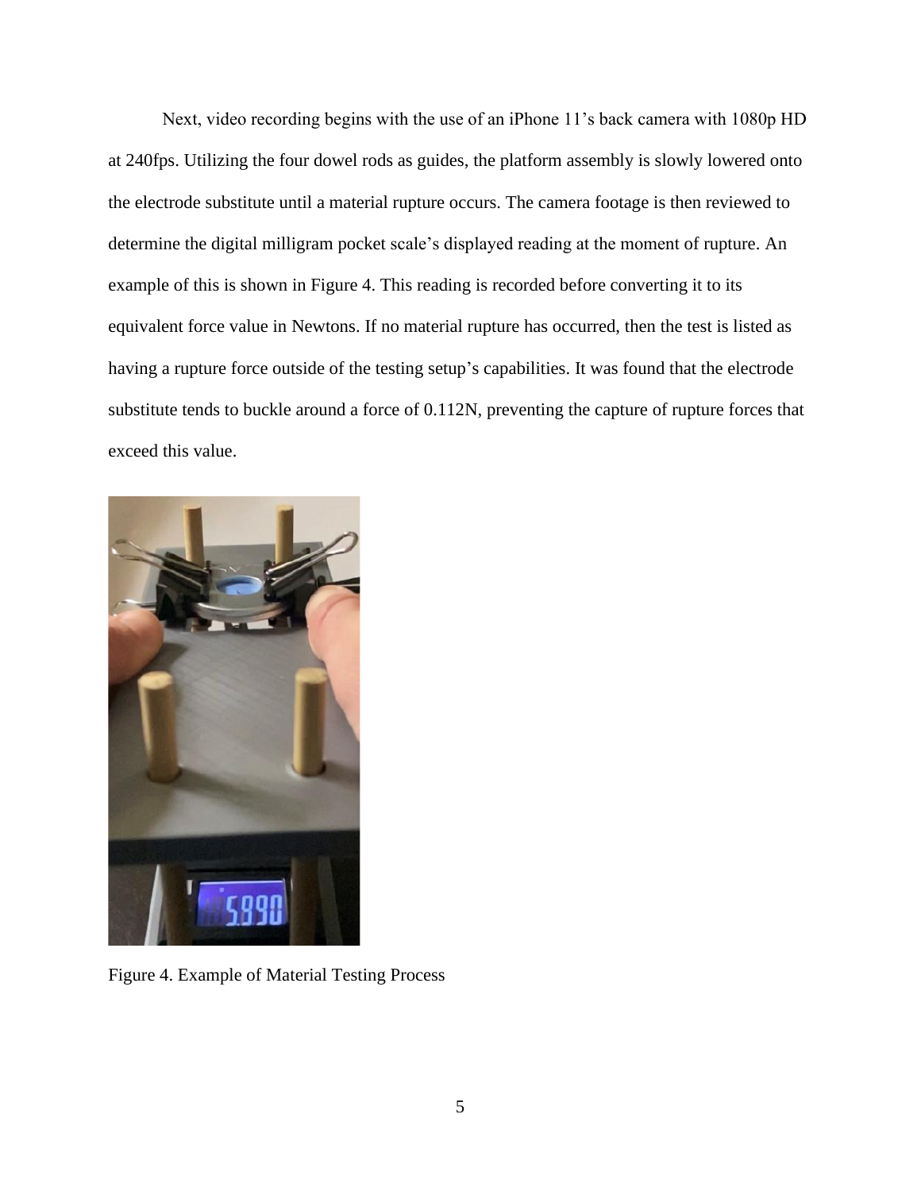Next, video recording begins with the use of an iPhone 11's back camera with 1080p HD at 240fps. Utilizing the four dowel rods as guides, the platform assembly is slowly lowered onto the electrode substitute until a material rupture occurs. The camera footage is then reviewed to determine the digital milligram pocket scale's displayed reading at the moment of rupture. An example of this is shown in Figure 4. This reading is recorded before converting it to its equivalent force value in Newtons. If no material rupture has occurred, then the test is listed as having a rupture force outside of the testing setup's capabilities. It was found that the electrode substitute tends to buckle around a force of 0.112N, preventing the capture of rupture forces that exceed this value.

Figure 4. Example of Material Testing Process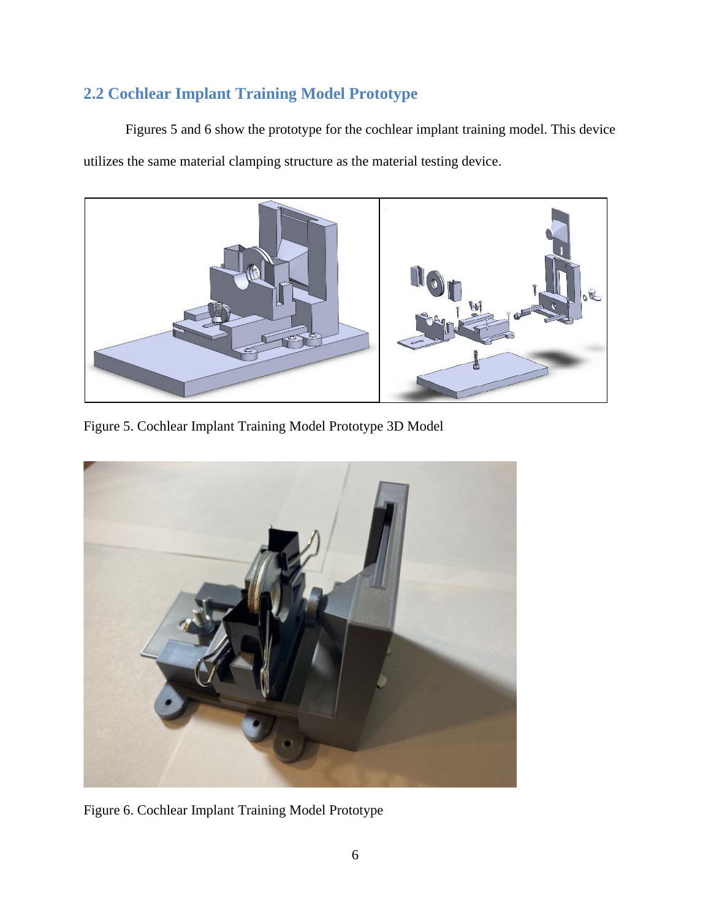## 2.2 Cochlear Implant Training Model Prototype

Figures 5 and 6 show the prototype for the cochlear implant training model. This device utilizes the same material clamping structure as the material testing device.

Figure 5. Cochlear Implant Training Model Prototype 3D Model

Figure 6. Cochlear Implant Training Model Prototype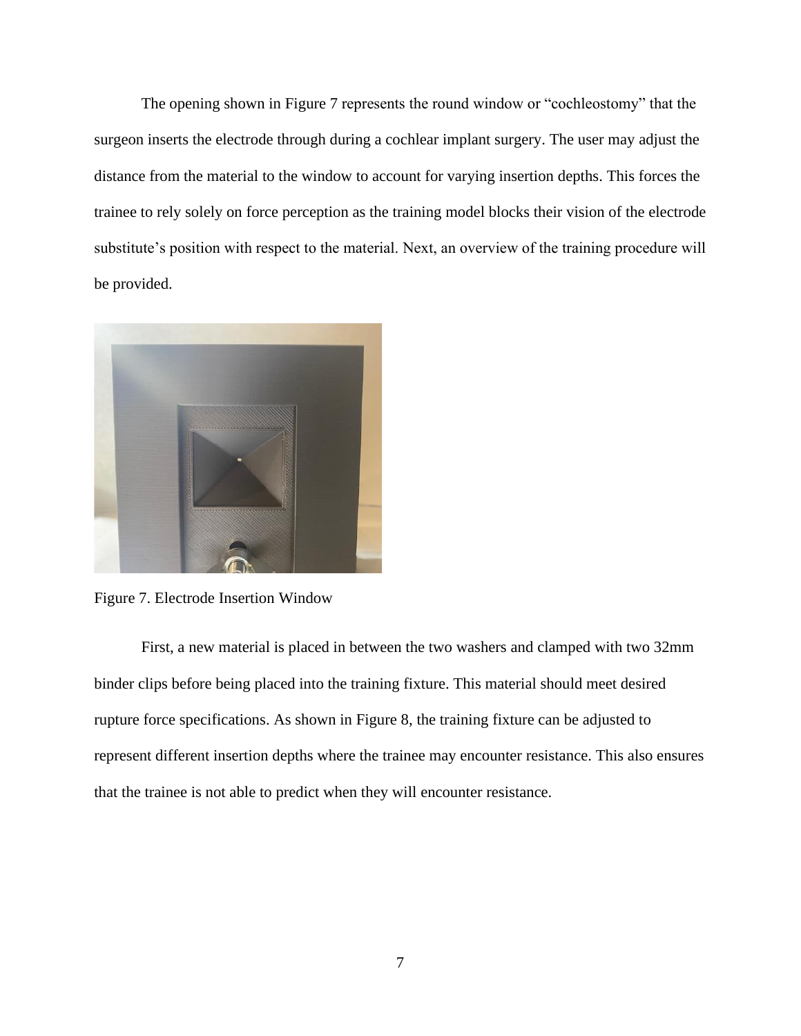The opening shown in Figure 7 represents the round window or "cochleostomy" that the surgeon inserts the electrode through during a cochlear implant surgery. The user may adjust the distance from the material to the window to account for varying insertion depths. This forces the trainee to rely solely on force perception as the training model blocks their vision of the electrode substitute's position with respect to the material. Next, an overview of the training procedure will be provided.

Figure 7. Electrode Insertion Window

First, a new material is placed in between the two washers and clamped with two 32mm binder clips before being placed into the training fixture. This material should meet desired rupture force specifications. As shown in Figure 8, the training fixture can be adjusted to represent different insertion depths where the trainee may encounter resistance. This also ensures that the trainee is not able to predict when they will encounter resistance.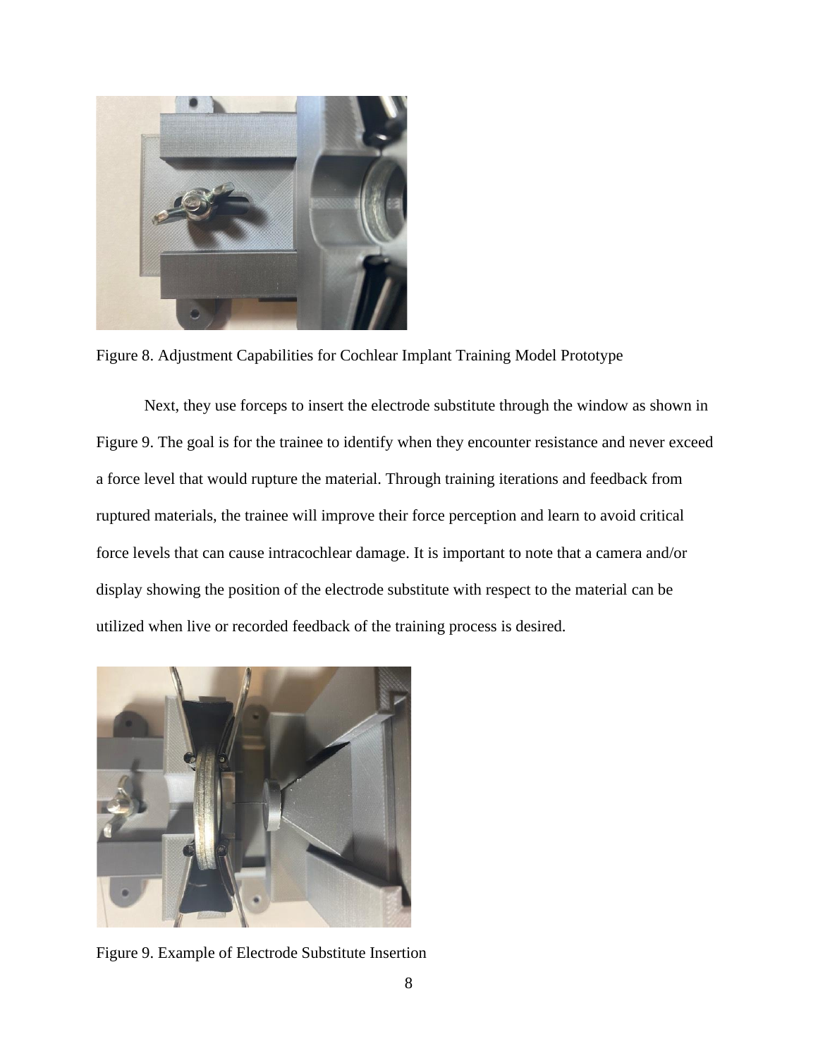Figure 8. Adjustment Capabilities for Cochlear Implant Training Model Prototype

Next, they use forceps to insert the electrode substitute through the window as shown in Figure 9. The goal is for the trainee to identify when they encounter resistance and never exceed a force level that would rupture the material. Through training iterations and feedback from ruptured materials, the trainee will improve their force perception and learn to avoid critical force levels that can cause intracochlear damage. It is important to note that a camera and/or display showing the position of the electrode substitute with respect to the material can be utilized when live or recorded feedback of the training process is desired.

Figure 9. Example of Electrode Substitute Insertion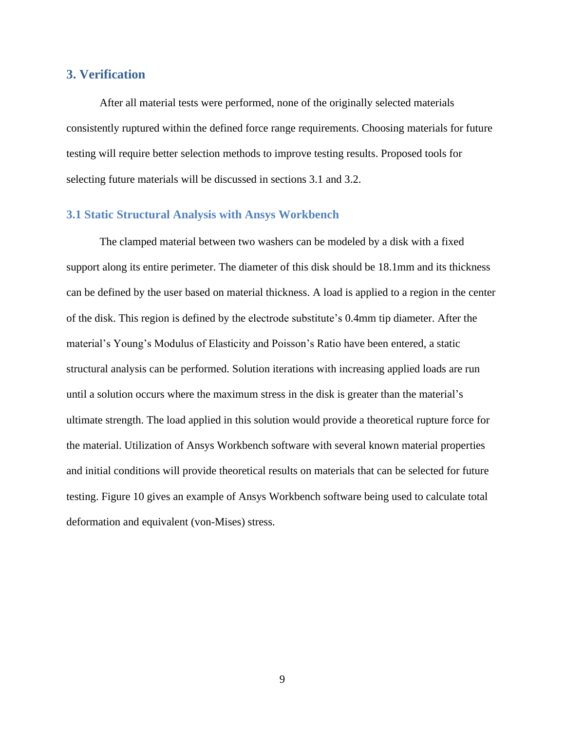## 3. Verification

After all material tests were performed, none of the originally selected materials consistently ruptured within the defined force range requirements. Choosing materials for future testing will require better selection methods to improve testing results. Proposed tools for selecting future materials will be discussed in sections 3.1 and 3.2.

### 3.1 Static Structural Analysis with Ansys Workbench

The clamped material between two washers can be modeled by a disk with a fixed support along its entire perimeter. The diameter of this disk should be 18.1mm and its thickness can be defined by the user based on material thickness. A load is applied to a region in the center of the disk. This region is defined by the electrode substitute's 0.4mm tip diameter. After the material's Young's Modulus of Elasticity and Poisson's Ratio have been entered, a static structural analysis can be performed. Solution iterations with increasing applied loads are run until a solution occurs where the maximum stress in the disk is greater than the material's ultimate strength. The load applied in this solution would provide a theoretical rupture force for the material. Utilization of Ansys Workbench software with several known material properties and initial conditions will provide theoretical results on materials that can be selected for future testing. Figure 10 gives an example of Ansys Workbench software being used to calculate total deformation and equivalent (von-Mises) stress.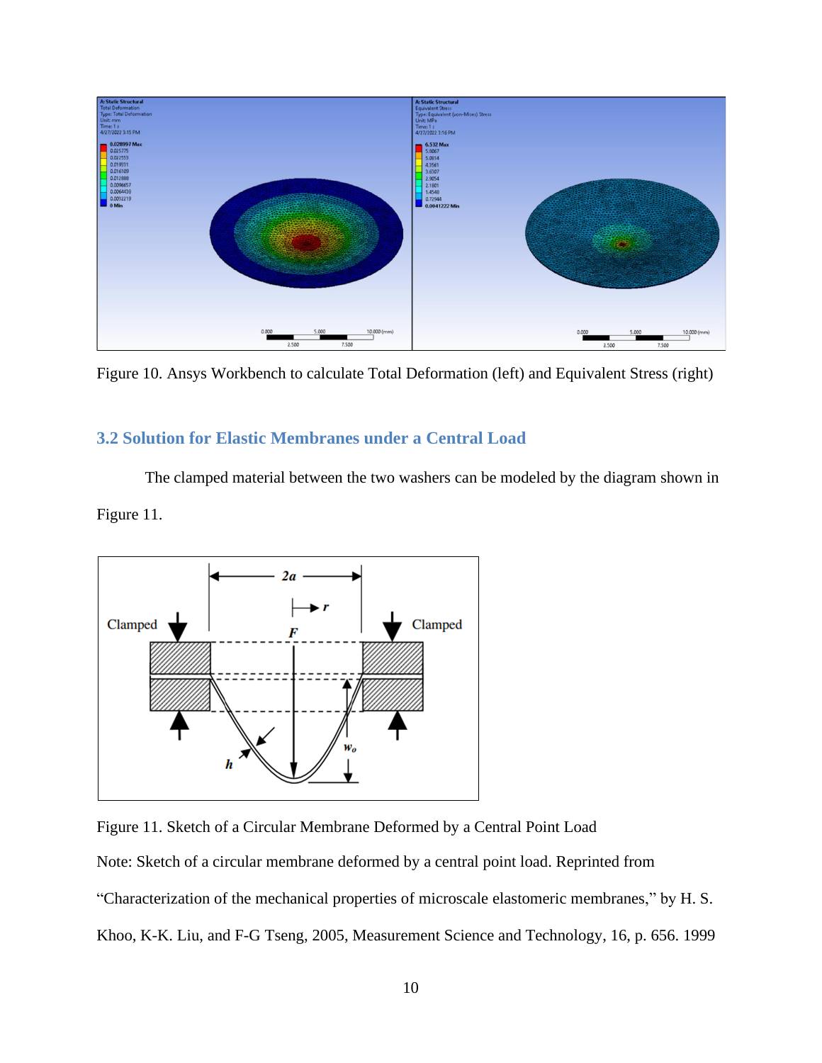Figure 10. Ansys Workbench to calculate Total Deformation (left) and Equivalent Stress (right)

## 3.2 Solution for Elastic Membranes under a Central Load

The clamped material between the two washers can be modeled by the diagram shown in Figure 11.

Figure 11. Sketch of a Circular Membrane Deformed by a Central Point Load

Note: Sketch of a circular membrane deformed by a central point load. Reprinted from "Characterization of the mechanical properties of microscale elastomeric membranes," by H. S. Khoo, K-K. Liu, and F-G Tseng, 2005, Measurement Science and Technology, 16, p. 656. 1999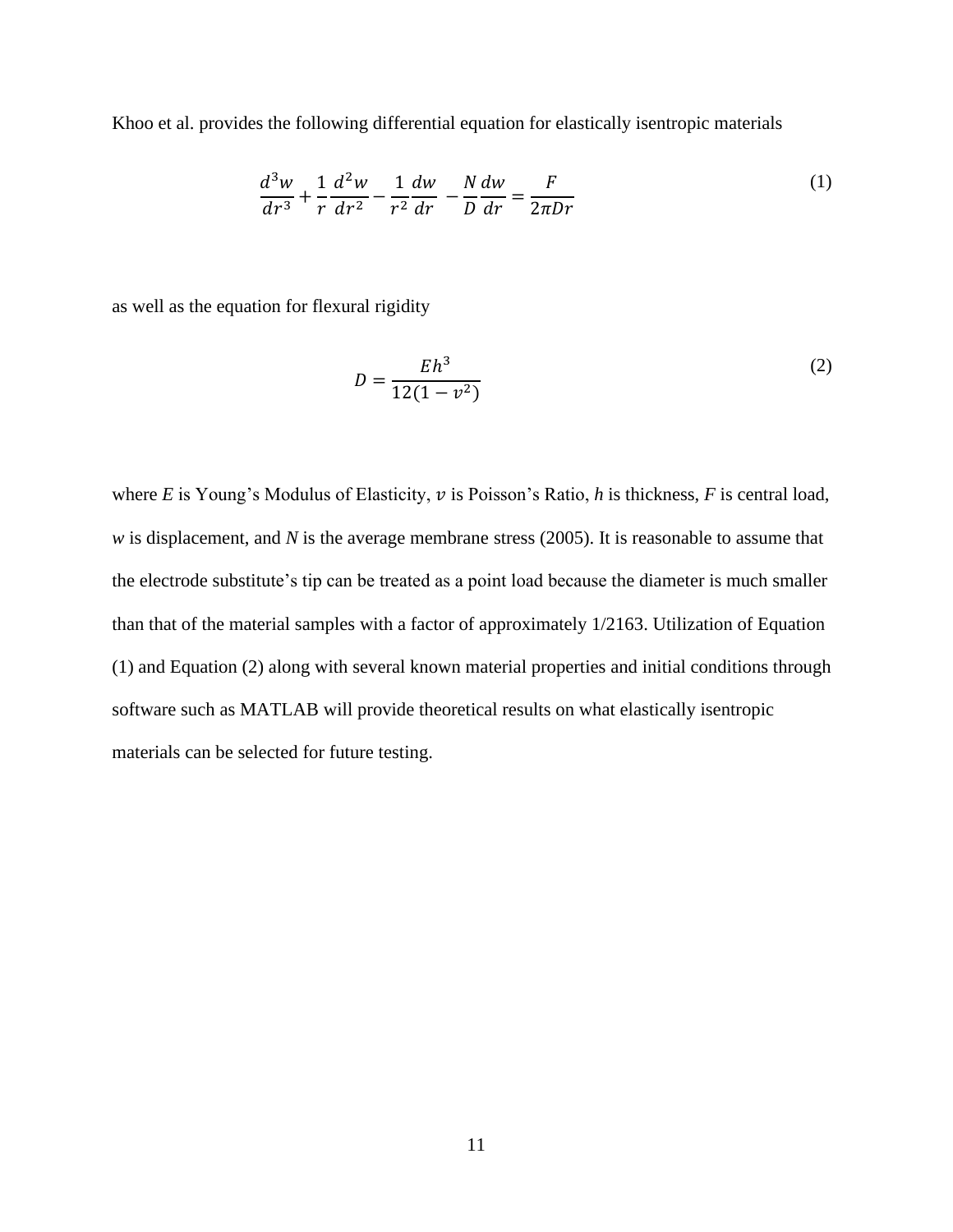Khoo et al. provides the following differential equation for elastically isentropic materials

$$\frac{d^3w}{dr^3} + \frac{1}{r}\frac{d^2w}{dr^2} - \frac{1}{r^2}\frac{dw}{dr} - \frac{N}{D}\frac{dw}{dr} = \frac{F}{2\pi Dr} \tag{1}$$

as well as the equation for flexural rigidity

$$D = \frac{Eh^3}{12(1-v^2)} \tag{2}$$

where *E* is Young's Modulus of Elasticity, $v$ is Poisson's Ratio, *h* is thickness, *F* is central load, *w* is displacement, and *N* is the average membrane stress (2005). It is reasonable to assume that the electrode substitute's tip can be treated as a point load because the diameter is much smaller than that of the material samples with a factor of approximately 1/2163. Utilization of Equation (1) and Equation (2) along with several known material properties and initial conditions through software such as MATLAB will provide theoretical results on what elastically isentropic materials can be selected for future testing.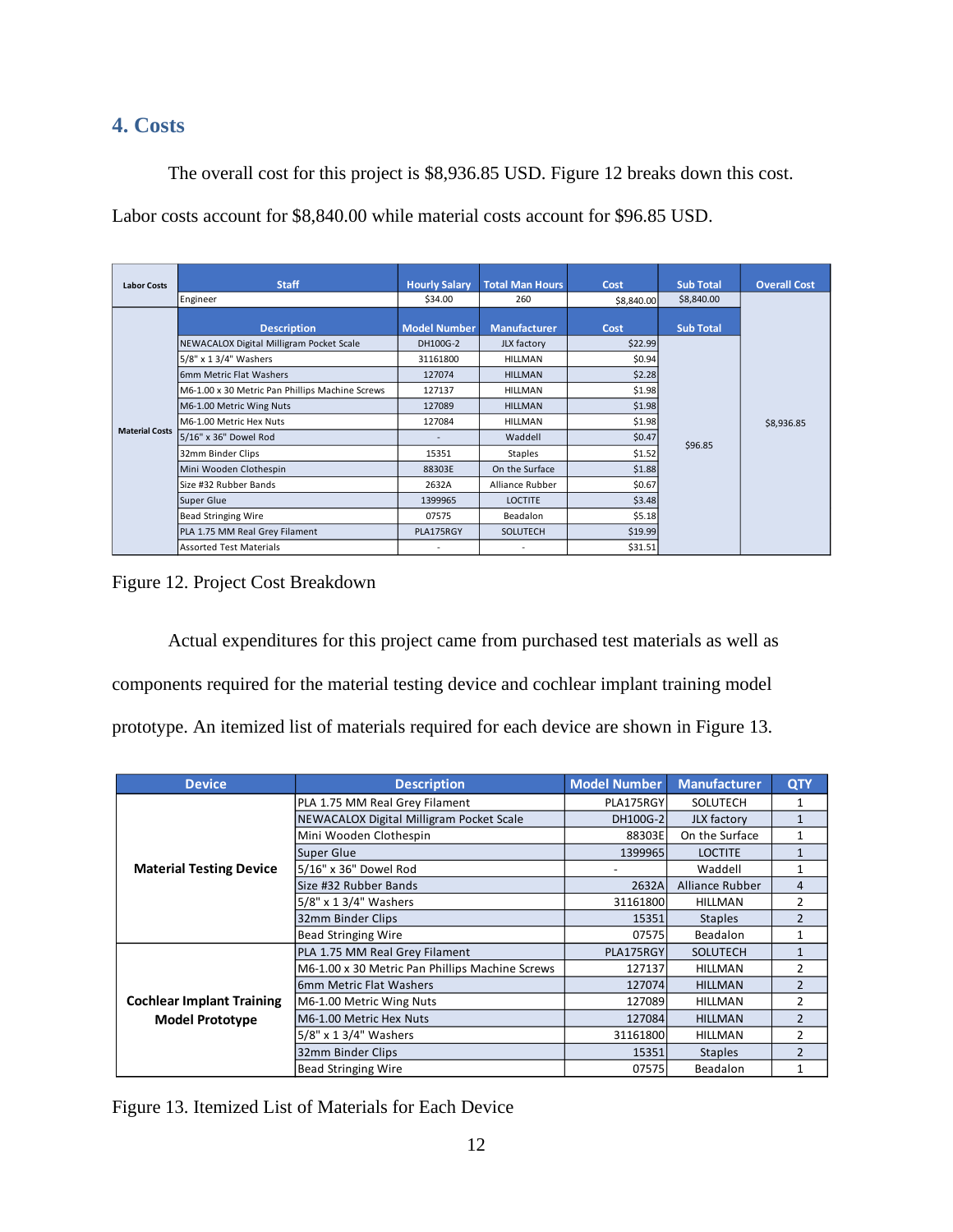## 4. Costs

The overall cost for this project is $8,936.85 USD. Figure 12 breaks down this cost. Labor costs account for $8,840.00 while material costs account for $96.85 USD.

| Labor Costs | Staff | Hourly Salary | Total Man Hours | Cost | Sub Total | Overall Cost |
|---|---|---|---|---|---|---|
| | Engineer | $34.00 | 260 | $8,840.00 | $8,840.00 | $8,936.85 |
| **Material Costs** | **Description** | **Model Number** | **Manufacturer** | **Cost** | **Sub Total** | |
| | NEWACALOX Digital Milligram Pocket Scale | DH100G-2 | JLX factory | $22.99 | $96.85 | |
| | 5/8" x 1 3/4" Washers | 31161800 | HILLMAN | $0.94 | | |
| | 6mm Metric Flat Washers | 127074 | HILLMAN | $2.28 | | |
| | M6-1.00 x 30 Metric Pan Phillips Machine Screws | 127137 | HILLMAN | $1.98 | | |
| | M6-1.00 Metric Wing Nuts | 127089 | HILLMAN | $1.98 | | |
| | M6-1.00 Metric Hex Nuts | 127084 | HILLMAN | $1.98 | | |
| | 5/16" x 36" Dowel Rod | - | Waddell | $0.47 | | |
| | 32mm Binder Clips | 15351 | Staples | $1.52 | | |
| | Mini Wooden Clothespin | 88303E | On the Surface | $1.88 | | |
| | Size #32 Rubber Bands | 2632A | Alliance Rubber | $0.67 | | |
| | Super Glue | 1399965 | LOCTITE | $3.48 | | |
| | Bead Stringing Wire | 07575 | Beadalon | $5.18 | | |
| | PLA 1.75 MM Real Grey Filament | PLA175RGY | SOLUTECH | $19.99 | | |
| | Assorted Test Materials | - | - | $31.51 | | |

Figure 12. Project Cost Breakdown

Actual expenditures for this project came from purchased test materials as well as components required for the material testing device and cochlear implant training model prototype. An itemized list of materials required for each device are shown in Figure 13.

| Device | Description | Model Number | Manufacturer | QTY |
|---|---|---|---|---|
| **Material Testing Device** | PLA 1.75 MM Real Grey Filament | PLA175RGY | SOLUTECH | 1 |
| | NEWACALOX Digital Milligram Pocket Scale | DH100G-2 | JLX factory | 1 |
| | Mini Wooden Clothespin | 88303E | On the Surface | 1 |
| | Super Glue | 1399965 | LOCTITE | 1 |
| | 5/16" x 36" Dowel Rod | - | Waddell | 1 |
| | Size #32 Rubber Bands | 2632A | Alliance Rubber | 4 |
| | 5/8" x 1 3/4" Washers | 31161800 | HILLMAN | 2 |
| | 32mm Binder Clips | 15351 | Staples | 2 |
| | Bead Stringing Wire | 07575 | Beadalon | 1 |
| **Cochlear Implant Training Model Prototype** | PLA 1.75 MM Real Grey Filament | PLA175RGY | SOLUTECH | 1 |
| | M6-1.00 x 30 Metric Pan Phillips Machine Screws | 127137 | HILLMAN | 2 |
| | 6mm Metric Flat Washers | 127074 | HILLMAN | 2 |
| | M6-1.00 Metric Wing Nuts | 127089 | HILLMAN | 2 |
| | M6-1.00 Metric Hex Nuts | 127084 | HILLMAN | 2 |
| | 5/8" x 1 3/4" Washers | 31161800 | HILLMAN | 2 |
| | 32mm Binder Clips | 15351 | Staples | 2 |
| | Bead Stringing Wire | 07575 | Beadalon | 1 |

Figure 13. Itemized List of Materials for Each Device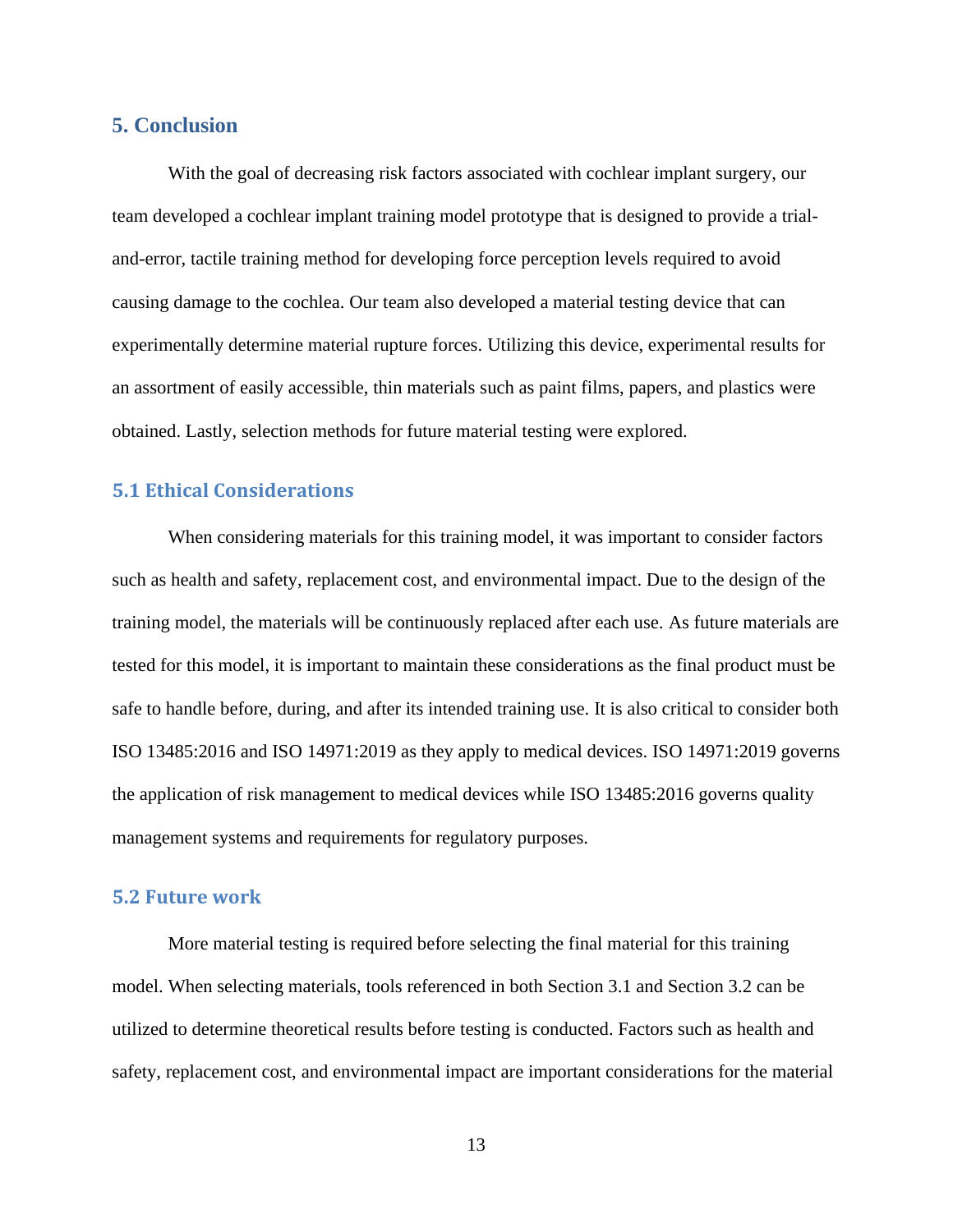## 5. Conclusion

With the goal of decreasing risk factors associated with cochlear implant surgery, our team developed a cochlear implant training model prototype that is designed to provide a trial-and-error, tactile training method for developing force perception levels required to avoid causing damage to the cochlea. Our team also developed a material testing device that can experimentally determine material rupture forces. Utilizing this device, experimental results for an assortment of easily accessible, thin materials such as paint films, papers, and plastics were obtained. Lastly, selection methods for future material testing were explored.

### 5.1 Ethical Considerations

When considering materials for this training model, it was important to consider factors such as health and safety, replacement cost, and environmental impact. Due to the design of the training model, the materials will be continuously replaced after each use. As future materials are tested for this model, it is important to maintain these considerations as the final product must be safe to handle before, during, and after its intended training use. It is also critical to consider both ISO 13485:2016 and ISO 14971:2019 as they apply to medical devices. ISO 14971:2019 governs the application of risk management to medical devices while ISO 13485:2016 governs quality management systems and requirements for regulatory purposes.

### 5.2 Future work

More material testing is required before selecting the final material for this training model. When selecting materials, tools referenced in both Section 3.1 and Section 3.2 can be utilized to determine theoretical results before testing is conducted. Factors such as health and safety, replacement cost, and environmental impact are important considerations for the material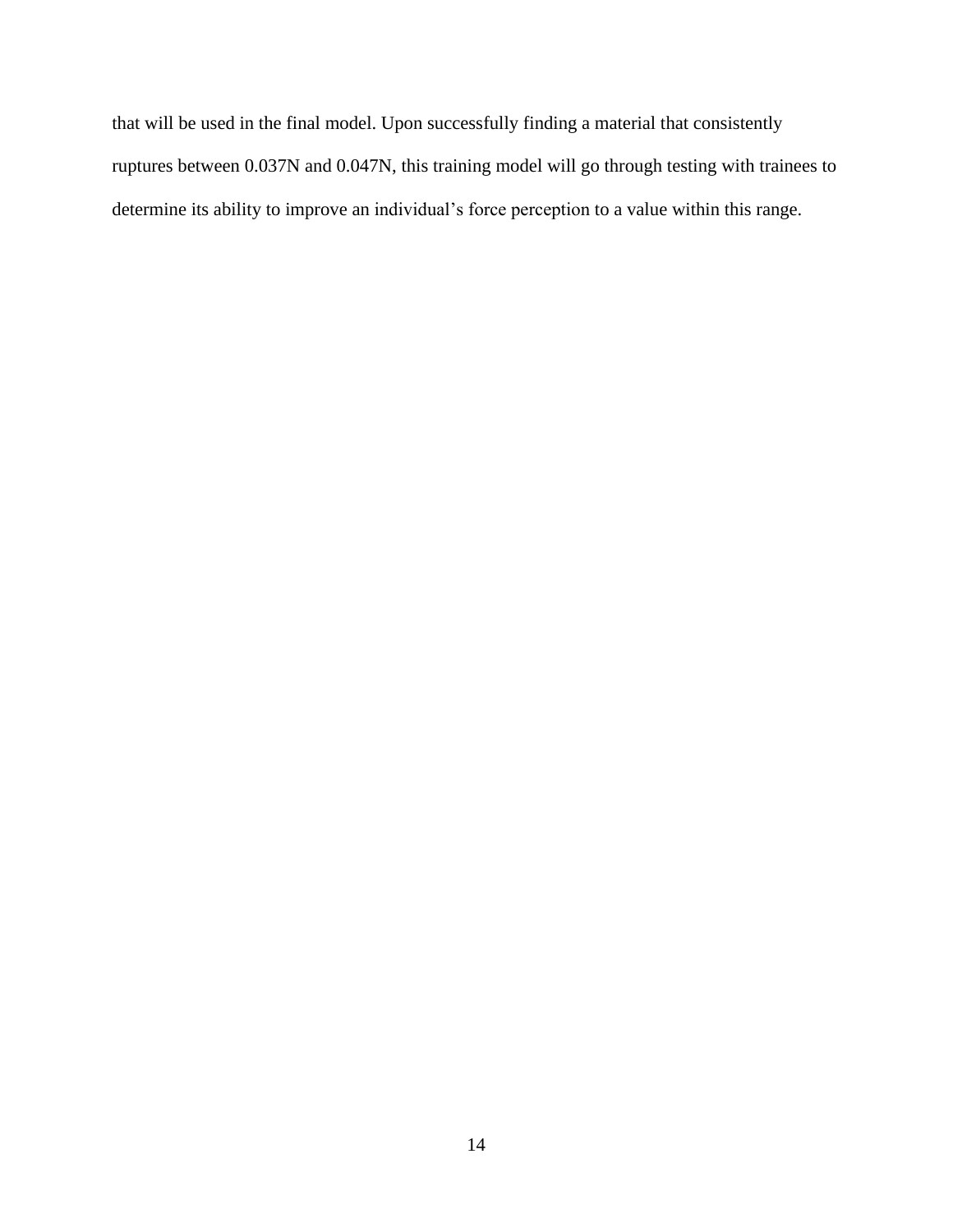that will be used in the final model. Upon successfully finding a material that consistently ruptures between 0.037N and 0.047N, this training model will go through testing with trainees to determine its ability to improve an individual’s force perception to a value within this range.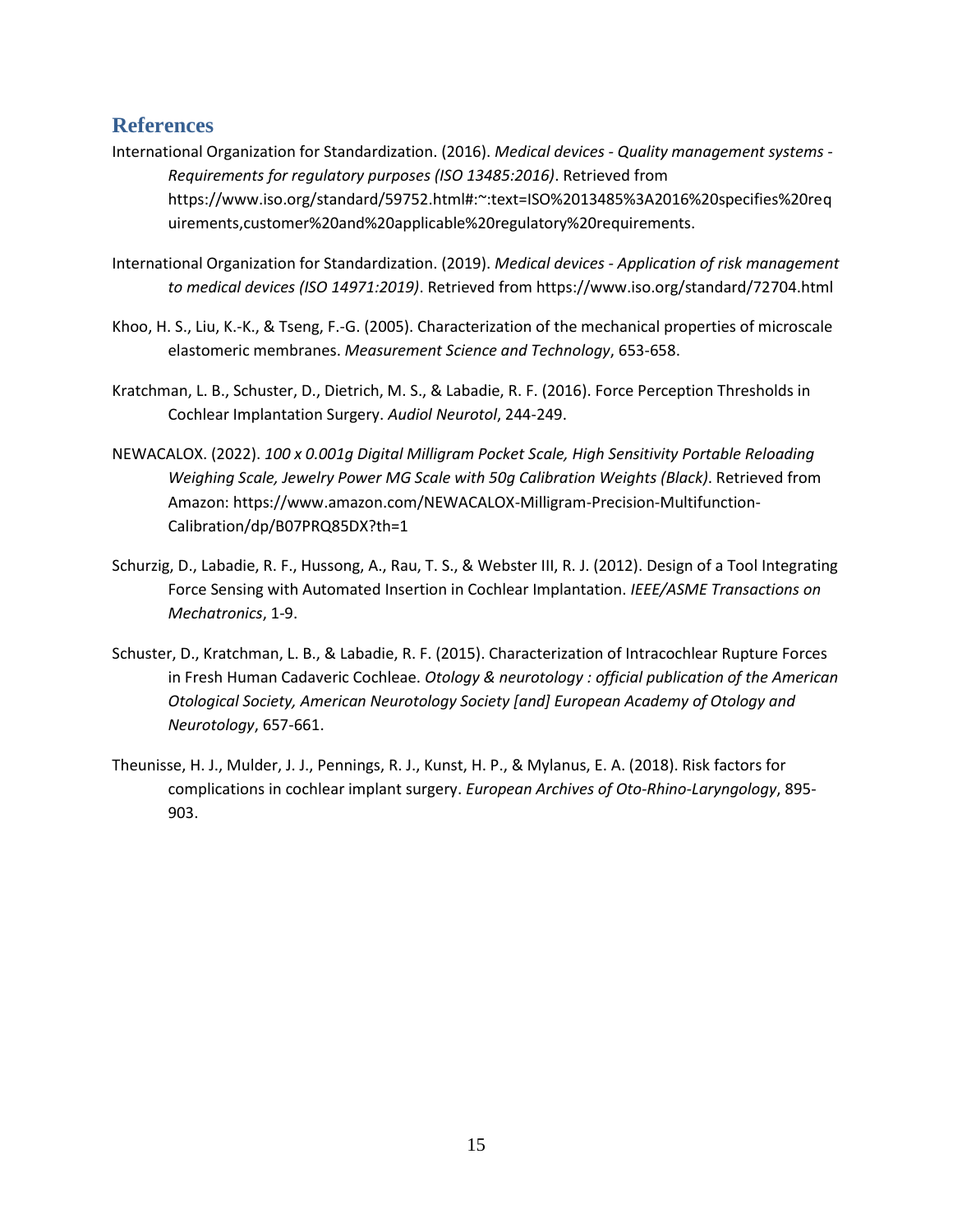## References

International Organization for Standardization. (2016). *Medical devices - Quality management systems - Requirements for regulatory purposes (ISO 13485:2016)*. Retrieved from https://www.iso.org/standard/59752.html#:~:text=ISO%2013485%3A2016%20specifies%20requirements,customer%20and%20applicable%20regulatory%20requirements.

International Organization for Standardization. (2019). *Medical devices - Application of risk management to medical devices (ISO 14971:2019)*. Retrieved from https://www.iso.org/standard/72704.html

Khoo, H. S., Liu, K.-K., & Tseng, F.-G. (2005). Characterization of the mechanical properties of microscale elastomeric membranes. *Measurement Science and Technology*, 653-658.

Kratchman, L. B., Schuster, D., Dietrich, M. S., & Labadie, R. F. (2016). Force Perception Thresholds in Cochlear Implantation Surgery. *Audiol Neurotol*, 244-249.

NEWACALOX. (2022). *100 x 0.001g Digital Milligram Pocket Scale, High Sensitivity Portable Reloading Weighing Scale, Jewelry Power MG Scale with 50g Calibration Weights (Black)*. Retrieved from Amazon: https://www.amazon.com/NEWACALOX-Milligram-Precision-Multifunction-Calibration/dp/B07PRQ85DX?th=1

Schurzig, D., Labadie, R. F., Hussong, A., Rau, T. S., & Webster III, R. J. (2012). Design of a Tool Integrating Force Sensing with Automated Insertion in Cochlear Implantation. *IEEE/ASME Transactions on Mechatronics*, 1-9.

Schuster, D., Kratchman, L. B., & Labadie, R. F. (2015). Characterization of Intracochlear Rupture Forces in Fresh Human Cadaveric Cochleae. *Otology & neurotology : official publication of the American Otological Society, American Neurotology Society [and] European Academy of Otology and Neurotology*, 657-661.

Theunisse, H. J., Mulder, J. J., Pennings, R. J., Kunst, H. P., & Mylanus, E. A. (2018). Risk factors for complications in cochlear implant surgery. *European Archives of Oto-Rhino-Laryngology*, 895-903.